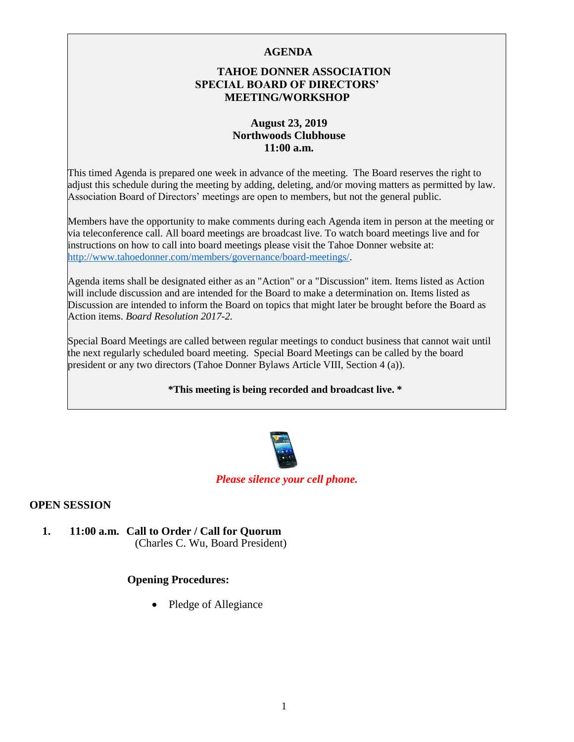# AGENDA

## TAHOE DONNER ASSOCIATION
## SPECIAL BOARD OF DIRECTORS' MEETING/WORKSHOP

**August 23, 2019**
**Northwoods Clubhouse**
**11:00 a.m.**

This timed Agenda is prepared one week in advance of the meeting. The Board reserves the right to adjust this schedule during the meeting by adding, deleting, and/or moving matters as permitted by law. Association Board of Directors' meetings are open to members, but not the general public.

Members have the opportunity to make comments during each Agenda item in person at the meeting or via teleconference call. All board meetings are broadcast live. To watch board meetings live and for instructions on how to call into board meetings please visit the Tahoe Donner website at: [http://www.tahoedonner.com/members/governance/board-meetings/](http://www.tahoedonner.com/members/governance/board-meetings/).

Agenda items shall be designated either as an "Action" or a "Discussion" item. Items listed as Action will include discussion and are intended for the Board to make a determination on. Items listed as Discussion are intended to inform the Board on topics that might later be brought before the Board as Action items. *Board Resolution 2017-2.*

Special Board Meetings are called between regular meetings to conduct business that cannot wait until the next regularly scheduled board meeting. Special Board Meetings can be called by the board president or any two directors (Tahoe Donner Bylaws Article VIII, Section 4 (a)).

**\*This meeting is being recorded and broadcast live. \***

***Please silence your cell phone.***

## OPEN SESSION

1. **11:00 a.m. Call to Order / Call for Quorum**
   (Charles C. Wu, Board President)

   **Opening Procedures:**

   - Pledge of Allegiance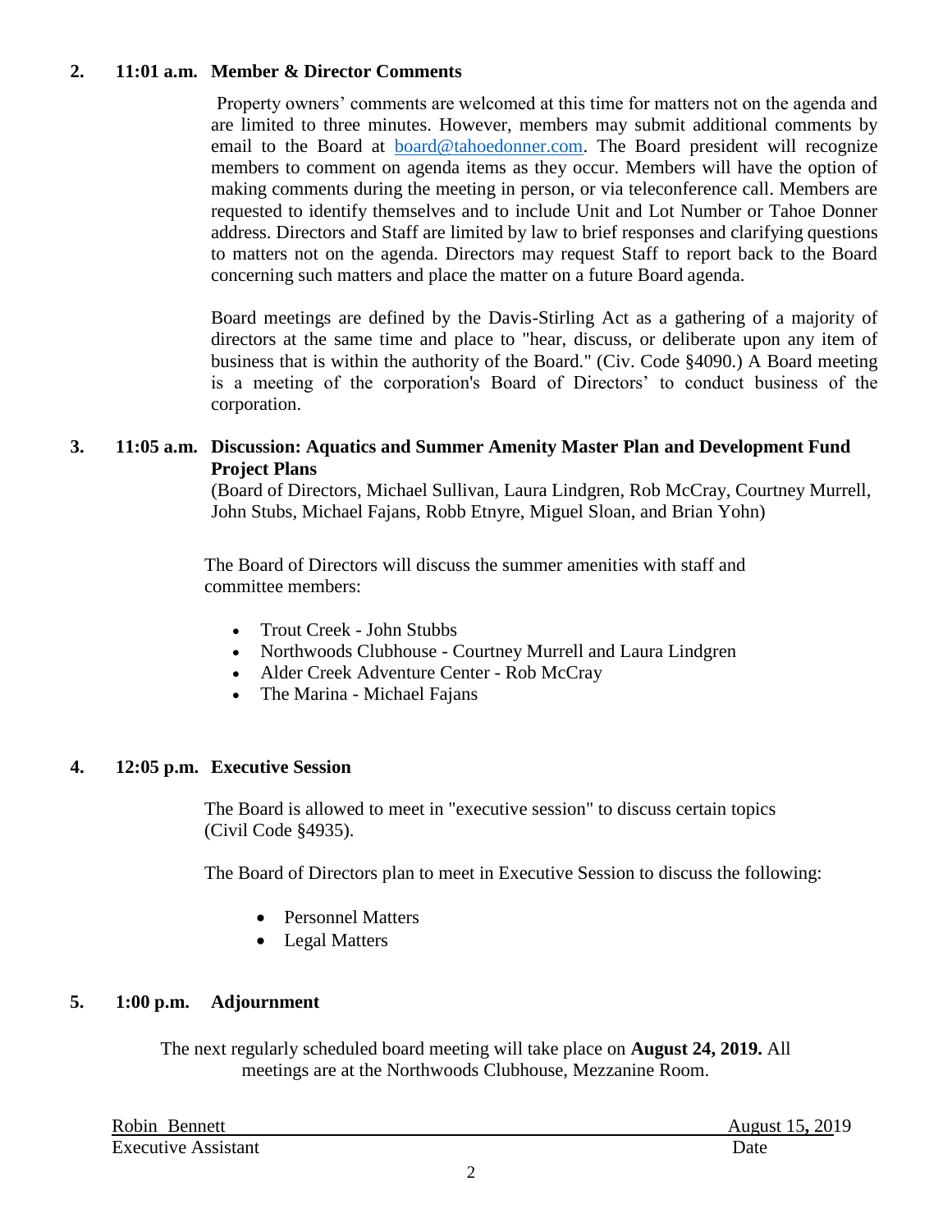**2. 11:01 a.m. Member & Director Comments**

Property owners' comments are welcomed at this time for matters not on the agenda and are limited to three minutes. However, members may submit additional comments by email to the Board at board@tahoedonner.com. The Board president will recognize members to comment on agenda items as they occur. Members will have the option of making comments during the meeting in person, or via teleconference call. Members are requested to identify themselves and to include Unit and Lot Number or Tahoe Donner address. Directors and Staff are limited by law to brief responses and clarifying questions to matters not on the agenda. Directors may request Staff to report back to the Board concerning such matters and place the matter on a future Board agenda.

Board meetings are defined by the Davis-Stirling Act as a gathering of a majority of directors at the same time and place to "hear, discuss, or deliberate upon any item of business that is within the authority of the Board." (Civ. Code §4090.) A Board meeting is a meeting of the corporation's Board of Directors' to conduct business of the corporation.

**3. 11:05 a.m. Discussion: Aquatics and Summer Amenity Master Plan and Development Fund Project Plans**

(Board of Directors, Michael Sullivan, Laura Lindgren, Rob McCray, Courtney Murrell, John Stubs, Michael Fajans, Robb Etnyre, Miguel Sloan, and Brian Yohn)

The Board of Directors will discuss the summer amenities with staff and committee members:

- Trout Creek - John Stubbs
- Northwoods Clubhouse - Courtney Murrell and Laura Lindgren
- Alder Creek Adventure Center - Rob McCray
- The Marina - Michael Fajans

**4. 12:05 p.m. Executive Session**

The Board is allowed to meet in "executive session" to discuss certain topics (Civil Code §4935).

The Board of Directors plan to meet in Executive Session to discuss the following:

- Personnel Matters
- Legal Matters

**5. 1:00 p.m. Adjournment**

The next regularly scheduled board meeting will take place on **August 24, 2019.** All meetings are at the Northwoods Clubhouse, Mezzanine Room.

Robin Bennett — August 15, 2019
Executive Assistant — Date